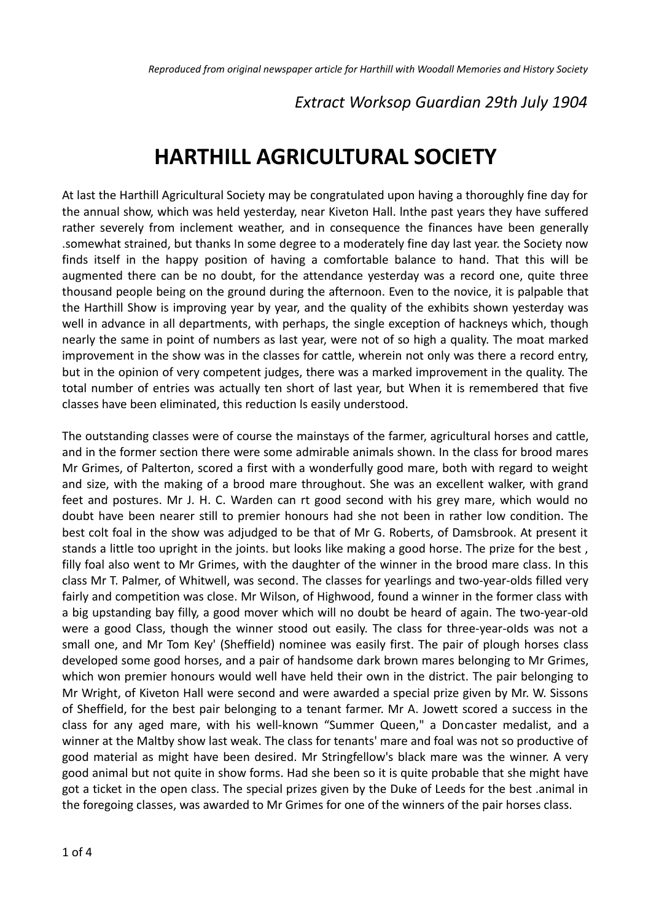*Reproduced from original newspaper article for Harthill with Woodall Memories and History Society*

*Extract Worksop Guardian 29th July 1904*

# HARTHILL AGRICULTURAL SOCIETY

At last the Harthill Agricultural Society may be congratulated upon having a thoroughly fine day for the annual show, which was held yesterday, near Kiveton Hall. lnthe past years they have suffered rather severely from inclement weather, and in consequence the finances have been generally .somewhat strained, but thanks In some degree to a moderately fine day last year. the Society now finds itself in the happy position of having a comfortable balance to hand. That this will be augmented there can be no doubt, for the attendance yesterday was a record one, quite three thousand people being on the ground during the afternoon. Even to the novice, it is palpable that the Harthill Show is improving year by year, and the quality of the exhibits shown yesterday was well in advance in all departments, with perhaps, the single exception of hackneys which, though nearly the same in point of numbers as last year, were not of so high a quality. The moat marked improvement in the show was in the classes for cattle, wherein not only was there a record entry, but in the opinion of very competent judges, there was a marked improvement in the quality. The total number of entries was actually ten short of last year, but When it is remembered that five classes have been eliminated, this reduction ls easily understood.

The outstanding classes were of course the mainstays of the farmer, agricultural horses and cattle, and in the former section there were some admirable animals shown. In the class for brood mares Mr Grimes, of Palterton, scored a first with a wonderfully good mare, both with regard to weight and size, with the making of a brood mare throughout. She was an excellent walker, with grand feet and postures. Mr J. H. C. Warden can rt good second with his grey mare, which would no doubt have been nearer still to premier honours had she not been in rather low condition. The best colt foal in the show was adjudged to be that of Mr G. Roberts, of Damsbrook. At present it stands a little too upright in the joints. but looks like making a good horse. The prize for the best , filly foal also went to Mr Grimes, with the daughter of the winner in the brood mare class. In this class Mr T. Palmer, of Whitwell, was second. The classes for yearlings and two-year-olds filled very fairly and competition was close. Mr Wilson, of Highwood, found a winner in the former class with a big upstanding bay filly, a good mover which will no doubt be heard of again. The two-year-old were a good Class, though the winner stood out easily. The class for three-year-olds was not a small one, and Mr Tom Key' (Sheffield) nominee was easily first. The pair of plough horses class developed some good horses, and a pair of handsome dark brown mares belonging to Mr Grimes, which won premier honours would well have held their own in the district. The pair belonging to Mr Wright, of Kiveton Hall were second and were awarded a special prize given by Mr. W. Sissons of Sheffield, for the best pair belonging to a tenant farmer. Mr A. Jowett scored a success in the class for any aged mare, with his well-known "Summer Queen," a Doncaster medalist, and a winner at the Maltby show last weak. The class for tenants' mare and foal was not so productive of good material as might have been desired. Mr Stringfellow's black mare was the winner. A very good animal but not quite in show forms. Had she been so it is quite probable that she might have got a ticket in the open class. The special prizes given by the Duke of Leeds for the best .animal in the foregoing classes, was awarded to Mr Grimes for one of the winners of the pair horses class.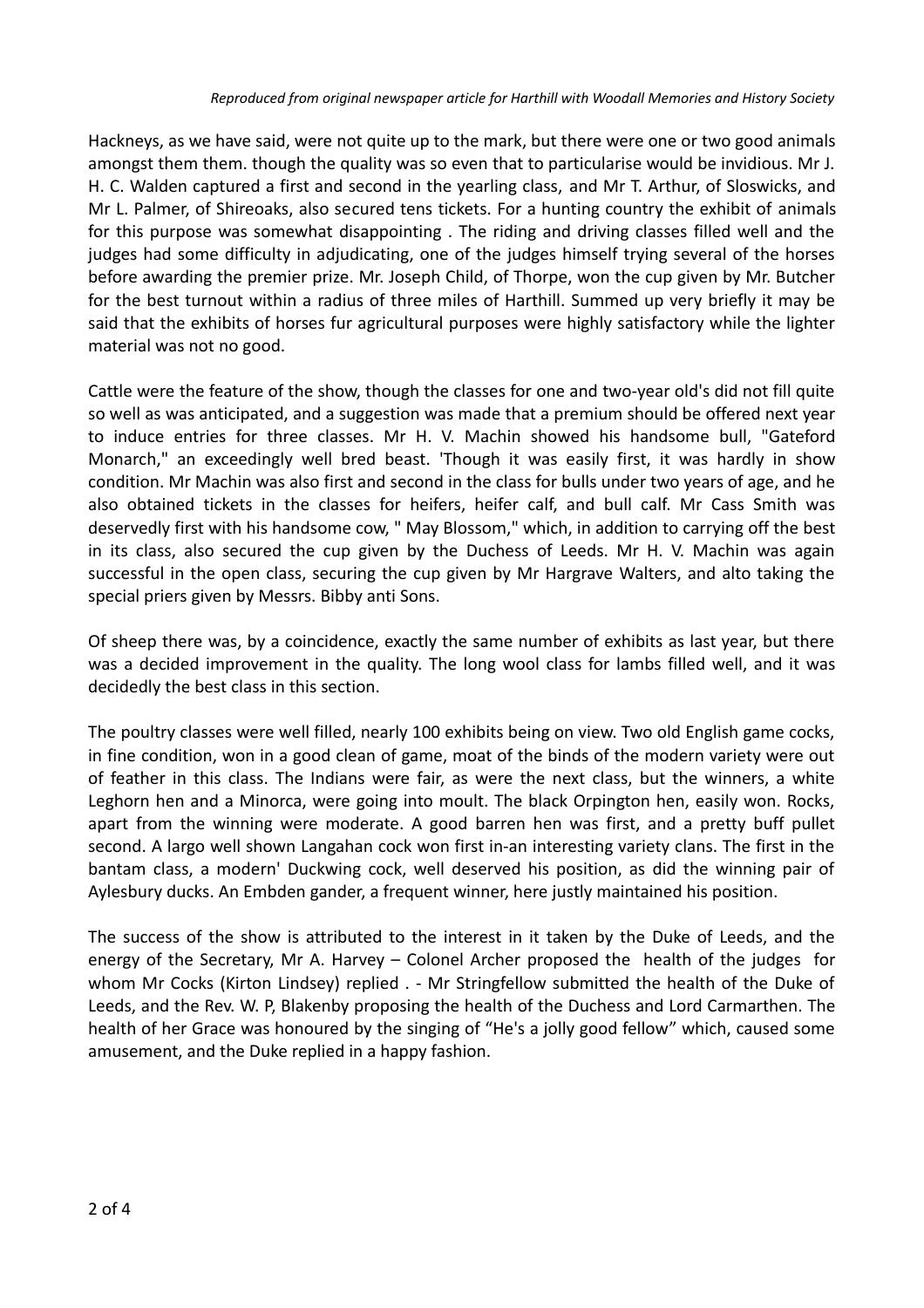Hackneys, as we have said, were not quite up to the mark, but there were one or two good animals amongst them them. though the quality was so even that to particularise would be invidious. Mr J. H. C. Walden captured a first and second in the yearling class, and Mr T. Arthur, of Sloswicks, and Mr L. Palmer, of Shireoaks, also secured tens tickets. For a hunting country the exhibit of animals for this purpose was somewhat disappointing . The riding and driving classes filled well and the judges had some difficulty in adjudicating, one of the judges himself trying several of the horses before awarding the premier prize. Mr. Joseph Child, of Thorpe, won the cup given by Mr. Butcher for the best turnout within a radius of three miles of Harthill. Summed up very briefly it may be said that the exhibits of horses fur agricultural purposes were highly satisfactory while the lighter material was not no good.

Cattle were the feature of the show, though the classes for one and two-year old's did not fill quite so well as was anticipated, and a suggestion was made that a premium should be offered next year to induce entries for three classes. Mr H. V. Machin showed his handsome bull, "Gateford Monarch," an exceedingly well bred beast. 'Though it was easily first, it was hardly in show condition. Mr Machin was also first and second in the class for bulls under two years of age, and he also obtained tickets in the classes for heifers, heifer calf, and bull calf. Mr Cass Smith was deservedly first with his handsome cow, " May Blossom," which, in addition to carrying off the best in its class, also secured the cup given by the Duchess of Leeds. Mr H. V. Machin was again successful in the open class, securing the cup given by Mr Hargrave Walters, and alto taking the special priers given by Messrs. Bibby anti Sons.

Of sheep there was, by a coincidence, exactly the same number of exhibits as last year, but there was a decided improvement in the quality. The long wool class for lambs filled well, and it was decidedly the best class in this section.

The poultry classes were well filled, nearly 100 exhibits being on view. Two old English game cocks, in fine condition, won in a good clean of game, moat of the binds of the modern variety were out of feather in this class. The Indians were fair, as were the next class, but the winners, a white Leghorn hen and a Minorca, were going into moult. The black Orpington hen, easily won. Rocks, apart from the winning were moderate. A good barren hen was first, and a pretty buff pullet second. A largo well shown Langahan cock won first in-an interesting variety clans. The first in the bantam class, a modern' Duckwing cock, well deserved his position, as did the winning pair of Aylesbury ducks. An Embden gander, a frequent winner, here justly maintained his position.

The success of the show is attributed to the interest in it taken by the Duke of Leeds, and the energy of the Secretary, Mr A. Harvey – Colonel Archer proposed the health of the judges for whom Mr Cocks (Kirton Lindsey) replied . - Mr Stringfellow submitted the health of the Duke of Leeds, and the Rev. W. P, Blakenby proposing the health of the Duchess and Lord Carmarthen. The health of her Grace was honoured by the singing of "He's a jolly good fellow" which, caused some amusement, and the Duke replied in a happy fashion.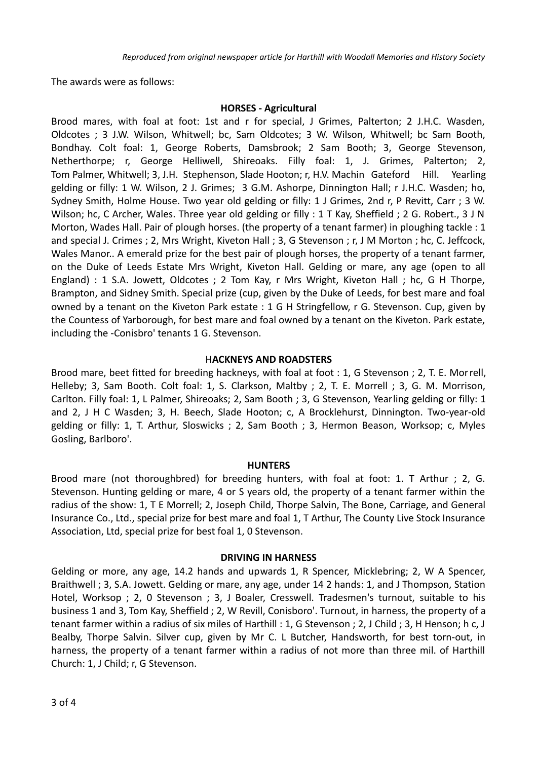The awards were as follows:

**HORSES - Agricultural**

Brood mares, with foal at foot: 1st and r for special, J Grimes, Palterton; 2 J.H.C. Wasden, Oldcotes ; 3 J.W. Wilson, Whitwell; bc, Sam Oldcotes; 3 W. Wilson, Whitwell; bc Sam Booth, Bondhay. Colt foal: 1, George Roberts, Damsbrook; 2 Sam Booth; 3, George Stevenson, Netherthorpe; r, George Helliwell, Shireoaks. Filly foal: 1, J. Grimes, Palterton; 2, Tom Palmer, Whitwell; 3, J.H. Stephenson, Slade Hooton; r, H.V. Machin Gateford Hill. Yearling gelding or filly: 1 W. Wilson, 2 J. Grimes; 3 G.M. Ashorpe, Dinnington Hall; r J.H.C. Wasden; ho, Sydney Smith, Holme House. Two year old gelding or filly: 1 J Grimes, 2nd r, P Revitt, Carr ; 3 W. Wilson; hc, C Archer, Wales. Three year old gelding or filly : 1 T Kay, Sheffield ; 2 G. Robert., 3 J N Morton, Wades Hall. Pair of plough horses. (the property of a tenant farmer) in ploughing tackle : 1 and special J. Crimes ; 2, Mrs Wright, Kiveton Hall ; 3, G Stevenson ; r, J M Morton ; hc, C. Jeffcock, Wales Manor.. A emerald prize for the best pair of plough horses, the property of a tenant farmer, on the Duke of Leeds Estate Mrs Wright, Kiveton Hall. Gelding or mare, any age (open to all England) : 1 S.A. Jowett, Oldcotes ; 2 Tom Kay, r Mrs Wright, Kiveton Hall ; hc, G H Thorpe, Brampton, and Sidney Smith. Special prize (cup, given by the Duke of Leeds, for best mare and foal owned by a tenant on the Kiveton Park estate : 1 G H Stringfellow, r G. Stevenson. Cup, given by the Countess of Yarborough, for best mare and foal owned by a tenant on the Kiveton. Park estate, including the -Conisbro' tenants 1 G. Stevenson.

**HACKNEYS AND ROADSTERS**

Brood mare, beet fitted for breeding hackneys, with foal at foot : 1, G Stevenson ; 2, T. E. Morrell, Helleby; 3, Sam Booth. Colt foal: 1, S. Clarkson, Maltby ; 2, T. E. Morrell ; 3, G. M. Morrison, Carlton. Filly foal: 1, L Palmer, Shireoaks; 2, Sam Booth ; 3, G Stevenson, Yearling gelding or filly: 1 and 2, J H C Wasden; 3, H. Beech, Slade Hooton; c, A Brocklehurst, Dinnington. Two-year-old gelding or filly: 1, T. Arthur, Sloswicks ; 2, Sam Booth ; 3, Hermon Beason, Worksop; c, Myles Gosling, Barlboro'.

**HUNTERS**

Brood mare (not thoroughbred) for breeding hunters, with foal at foot: 1. T Arthur ; 2, G. Stevenson. Hunting gelding or mare, 4 or S years old, the property of a tenant farmer within the radius of the show: 1, T E Morrell; 2, Joseph Child, Thorpe Salvin, The Bone, Carriage, and General Insurance Co., Ltd., special prize for best mare and foal 1, T Arthur, The County Live Stock Insurance Association, Ltd, special prize for best foal 1, 0 Stevenson.

**DRIVING IN HARNESS**

Gelding or more, any age, 14.2 hands and upwards 1, R Spencer, Micklebring; 2, W A Spencer, Braithwell ; 3, S.A. Jowett. Gelding or mare, any age, under 14 2 hands: 1, and J Thompson, Station Hotel, Worksop ; 2, 0 Stevenson ; 3, J Boaler, Cresswell. Tradesmen's turnout, suitable to his business 1 and 3, Tom Kay, Sheffield ; 2, W Revill, Conisboro'. Turnout, in harness, the property of a tenant farmer within a radius of six miles of Harthill : 1, G Stevenson ; 2, J Child ; 3, H Henson; h c, J Bealby, Thorpe Salvin. Silver cup, given by Mr C. L Butcher, Handsworth, for best torn-out, in harness, the property of a tenant farmer within a radius of not more than three mil. of Harthill Church: 1, J Child; r, G Stevenson.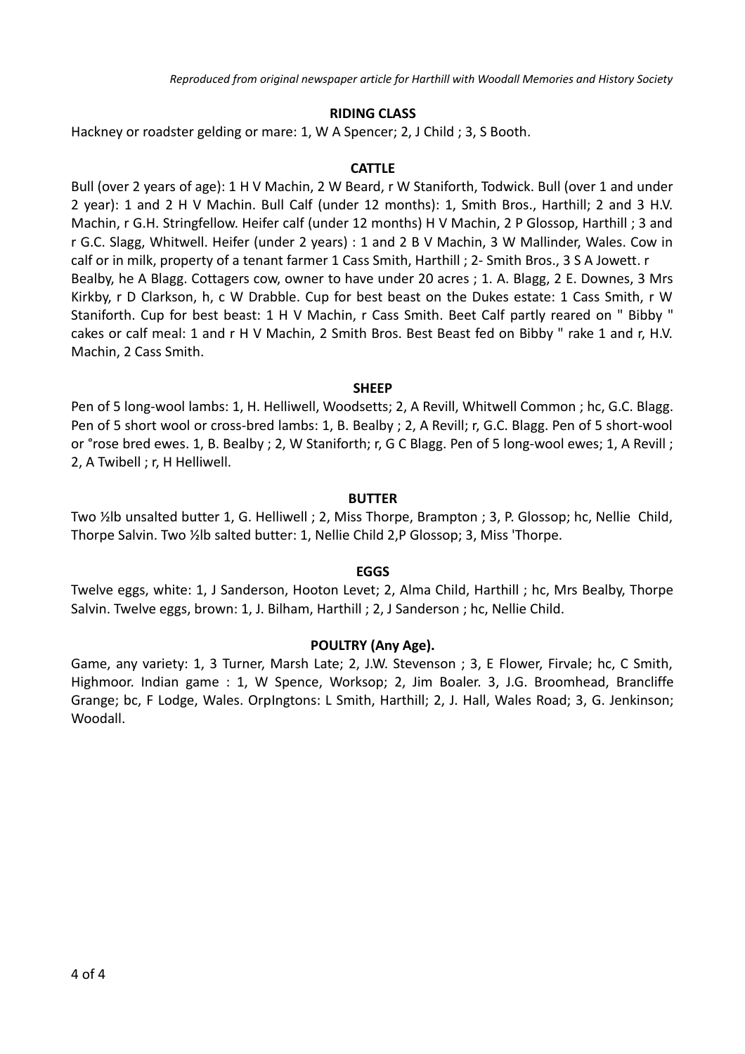**RIDING CLASS**

Hackney or roadster gelding or mare: 1, W A Spencer; 2, J Child ; 3, S Booth.

**CATTLE**

Bull (over 2 years of age): 1 H V Machin, 2 W Beard, r W Staniforth, Todwick. Bull (over 1 and under 2 year): 1 and 2 H V Machin. Bull Calf (under 12 months): 1, Smith Bros., Harthill; 2 and 3 H.V. Machin, r G.H. Stringfellow. Heifer calf (under 12 months) H V Machin, 2 P Glossop, Harthill ; 3 and r G.C. Slagg, Whitwell. Heifer (under 2 years) : 1 and 2 B V Machin, 3 W Mallinder, Wales. Cow in calf or in milk, property of a tenant farmer 1 Cass Smith, Harthill ; 2- Smith Bros., 3 S A Jowett. r Bealby, he A Blagg. Cottagers cow, owner to have under 20 acres ; 1. A. Blagg, 2 E. Downes, 3 Mrs Kirkby, r D Clarkson, h, c W Drabble. Cup for best beast on the Dukes estate: 1 Cass Smith, r W Staniforth. Cup for best beast: 1 H V Machin, r Cass Smith. Beet Calf partly reared on " Bibby " cakes or calf meal: 1 and r H V Machin, 2 Smith Bros. Best Beast fed on Bibby " rake 1 and r, H.V. Machin, 2 Cass Smith.

**SHEEP**

Pen of 5 long-wool lambs: 1, H. Helliwell, Woodsetts; 2, A Revill, Whitwell Common ; hc, G.C. Blagg. Pen of 5 short wool or cross-bred lambs: 1, B. Bealby ; 2, A Revill; r, G.C. Blagg. Pen of 5 short-wool or °rose bred ewes. 1, B. Bealby ; 2, W Staniforth; r, G C Blagg. Pen of 5 long-wool ewes; 1, A Revill ; 2, A Twibell ; r, H Helliwell.

**BUTTER**

Two ½lb unsalted butter 1, G. Helliwell ; 2, Miss Thorpe, Brampton ; 3, P. Glossop; hc, Nellie Child, Thorpe Salvin. Two ½lb salted butter: 1, Nellie Child 2,P Glossop; 3, Miss 'Thorpe.

**EGGS**

Twelve eggs, white: 1, J Sanderson, Hooton Levet; 2, Alma Child, Harthill ; hc, Mrs Bealby, Thorpe Salvin. Twelve eggs, brown: 1, J. Bilham, Harthill ; 2, J Sanderson ; hc, Nellie Child.

**POULTRY (Any Age).**

Game, any variety: 1, 3 Turner, Marsh Late; 2, J.W. Stevenson ; 3, E Flower, Firvale; hc, C Smith, Highmoor. Indian game : 1, W Spence, Worksop; 2, Jim Boaler. 3, J.G. Broomhead, Brancliffe Grange; bc, F Lodge, Wales. OrpIngtons: L Smith, Harthill; 2, J. Hall, Wales Road; 3, G. Jenkinson; Woodall.